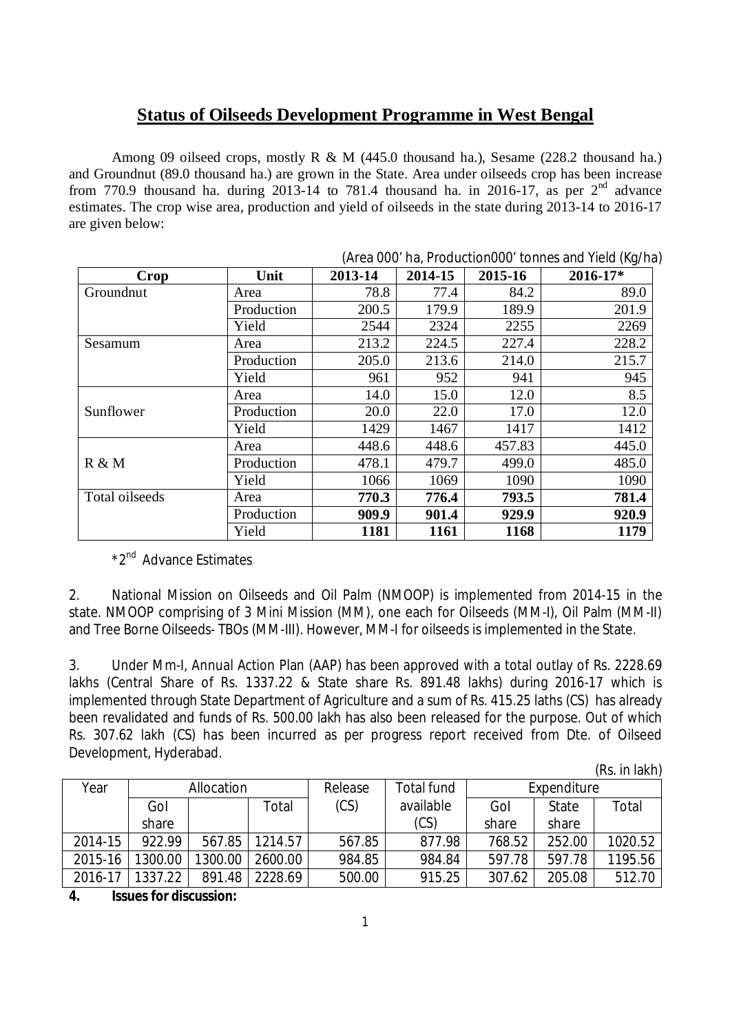## **Status of Oilseeds Development Programme in West Bengal**

Among 09 oilseed crops, mostly R & M (445.0 thousand ha.), Sesame (228.2 thousand ha.) and Groundnut (89.0 thousand ha.) are grown in the State. Area under oilseeds crop has been increase from 770.9 thousand ha. during 2013-14 to 781.4 thousand ha. in 2016-17, as per 2[nd] advance estimates. The crop wise area, production and yield of oilseeds in the state during 2013-14 to 2016-17 are given below:

(Area 000' ha, Production000' tonnes and Yield (Kg/ha)

| Crop | Unit | 2013-14 | 2014-15 | 2015-16 | 2016-17* |
|---|---|---|---|---|---|
| Groundnut | Area | 78.8 | 77.4 | 84.2 | 89.0 |
| | Production | 200.5 | 179.9 | 189.9 | 201.9 |
| | Yield | 2544 | 2324 | 2255 | 2269 |
| Sesamum | Area | 213.2 | 224.5 | 227.4 | 228.2 |
| | Production | 205.0 | 213.6 | 214.0 | 215.7 |
| | Yield | 961 | 952 | 941 | 945 |
| | Area | 14.0 | 15.0 | 12.0 | 8.5 |
| Sunflower | Production | 20.0 | 22.0 | 17.0 | 12.0 |
| | Yield | 1429 | 1467 | 1417 | 1412 |
| | Area | 448.6 | 448.6 | 457.83 | 445.0 |
| R & M | Production | 478.1 | 479.7 | 499.0 | 485.0 |
| | Yield | 1066 | 1069 | 1090 | 1090 |
| Total oilseeds | Area | **770.3** | **776.4** | **793.5** | **781.4** |
| | Production | **909.9** | **901.4** | **929.9** | **920.9** |
| | Yield | **1181** | **1161** | **1168** | **1179** |

*2[nd] Advance Estimates

2. National Mission on Oilseeds and Oil Palm (NMOOP) is implemented from 2014-15 in the state. NMOOP comprising of 3 Mini Mission (MM), one each for Oilseeds (MM-I), Oil Palm (MM-II) and Tree Borne Oilseeds- TBOs (MM-III). However, MM-I for oilseeds is implemented in the State.

3. Under Mm-I, Annual Action Plan (AAP) has been approved with a total outlay of Rs. 2228.69 lakhs (Central Share of Rs. 1337.22 & State share Rs. 891.48 lakhs) during 2016-17 which is implemented through State Department of Agriculture and a sum of Rs. 415.25 laths (CS) has already been revalidated and funds of Rs. 500.00 lakh has also been released for the purpose. Out of which Rs. 307.62 lakh (CS) has been incurred as per progress report received from Dte. of Oilseed Development, Hyderabad.

(Rs. in lakh)

| Year | Allocation | | | Release (CS) | Total fund available (CS) | Expenditure | | |
|---|---|---|---|---|---|---|---|---|
| | GoI share | | Total | | | GoI share | State share | Total |
| 2014-15 | 922.99 | 567.85 | 1214.57 | 567.85 | 877.98 | 768.52 | 252.00 | 1020.52 |
| 2015-16 | 1300.00 | 1300.00 | 2600.00 | 984.85 | 984.84 | 597.78 | 597.78 | 1195.56 |
| 2016-17 | 1337.22 | 891.48 | 2228.69 | 500.00 | 915.25 | 307.62 | 205.08 | 512.70 |

**4. Issues for discussion:**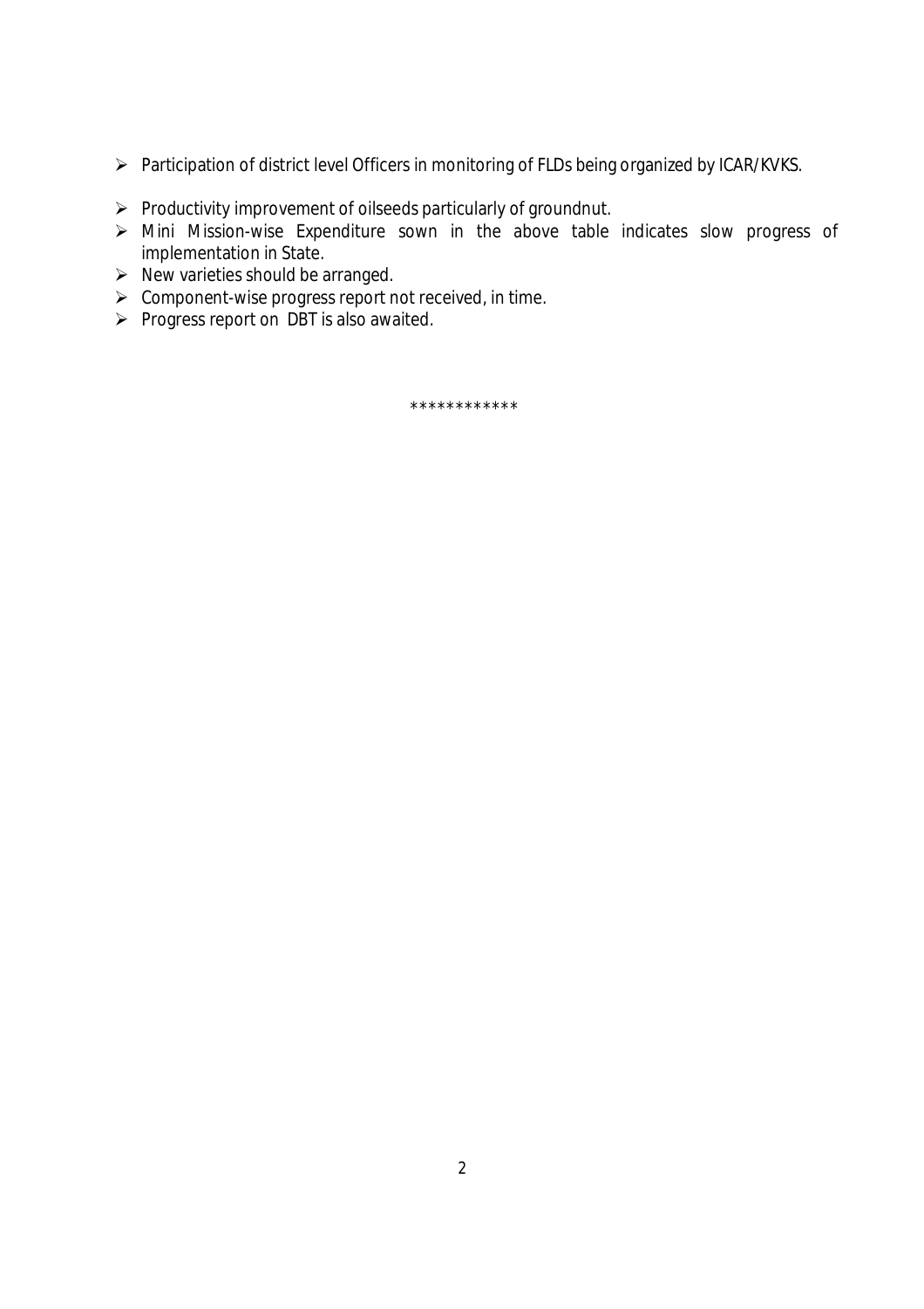- Participation of district level Officers in monitoring of FLDs being organized by ICAR/KVKS.
- Productivity improvement of oilseeds particularly of groundnut.
- Mini Mission-wise Expenditure sown in the above table indicates slow progress of implementation in State.
- New varieties should be arranged.
- Component-wise progress report not received, in time.
- Progress report on DBT is also awaited.

************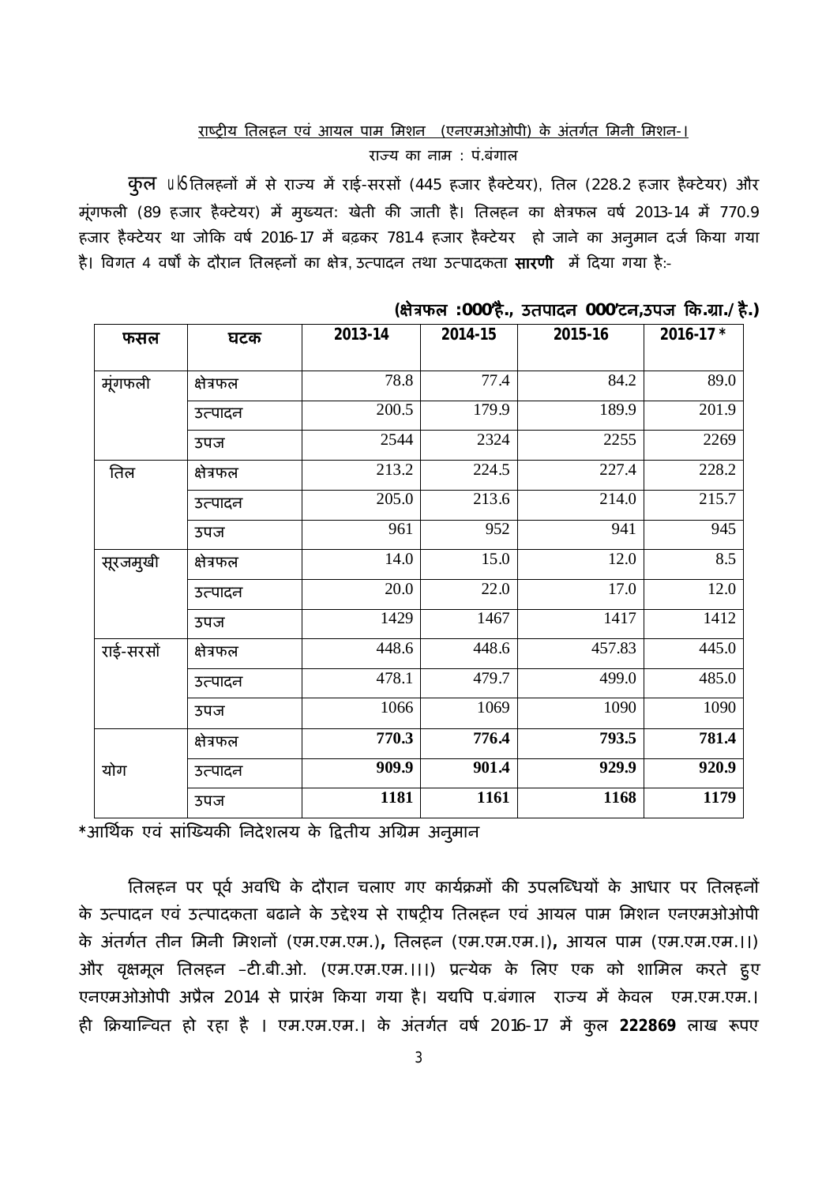राष्ट्रीय तिलहन एवं आयल पाम मिशन (एनएमओओपी) के अंतर्गत मिनी मिशन-I

राज्य का नाम : पं.बंगाल

**कुल** ।।8 तिलहनों में से राज्य में राई-सरसों (445 हजार हैक्टेयर), तिल (228.2 हजार हैक्टेयर) और मूंगफली (89 हजार हैक्टेयर) में मुख्यत: खेती की जाती है। तिलहन का क्षेत्रफल वर्ष 2013-14 में 770.9 हजार हैक्टेयर था जोकि वर्ष 2016-17 में बढ़कर 781.4 हजार हैक्टेयर हो जाने का अनुमान दर्ज किया गया है। विगत 4 वर्षों के दौरान तिलहनों का क्षेत्र, उत्पादन तथा उत्पादकता **सारणी** में दिया गया है:-

**(क्षेत्रफल :000'है., उतपादन 000'टन,उपज कि.ग्रा./ है.)**

| फसल | घटक | 2013-14 | 2014-15 | 2015-16 | 2016-17 * |
|---|---|---|---|---|---|
| मूंगफली | क्षेत्रफल | 78.8 | 77.4 | 84.2 | 89.0 |
| | उत्पादन | 200.5 | 179.9 | 189.9 | 201.9 |
| | उपज | 2544 | 2324 | 2255 | 2269 |
| तिल | क्षेत्रफल | 213.2 | 224.5 | 227.4 | 228.2 |
| | उत्पादन | 205.0 | 213.6 | 214.0 | 215.7 |
| | उपज | 961 | 952 | 941 | 945 |
| सूरजमुखी | क्षेत्रफल | 14.0 | 15.0 | 12.0 | 8.5 |
| | उत्पादन | 20.0 | 22.0 | 17.0 | 12.0 |
| | उपज | 1429 | 1467 | 1417 | 1412 |
| राई-सरसों | क्षेत्रफल | 448.6 | 448.6 | 457.83 | 445.0 |
| | उत्पादन | 478.1 | 479.7 | 499.0 | 485.0 |
| | उपज | 1066 | 1069 | 1090 | 1090 |
| योग | क्षेत्रफल | **770.3** | **776.4** | **793.5** | **781.4** |
| | उत्पादन | **909.9** | **901.4** | **929.9** | **920.9** |
| | उपज | **1181** | **1161** | **1168** | **1179** |

*आर्थिक एवं सांख्यिकी निदेशलय के द्वितीय अग्रिम अनुमान

तिलहन पर पूर्व अवधि के दौरान चलाए गए कार्यक्रमों की उपलब्धियों के आधार पर तिलहनों के उत्पादन एवं उत्पादकता बढाने के उद्देश्य से राष्ट्रीय तिलहन एवं आयल पाम मिशन एनएमओओपी के अंतर्गत तीन मिनी मिशनों (एम.एम.एम.), तिलहन (एम.एम.एम.I), आयल पाम (एम.एम.एम.II) और वृक्षमूल तिलहन –टी.बी.ओ. (एम.एम.एम.III) प्रत्येक के लिए एक को शामिल करते हुए एनएमओओपी अप्रैल 2014 से प्रारंभ किया गया है। यद्यपि प.बंगाल राज्य में केवल एम.एम.एम.I ही क्रियान्वित हो रहा है । एम.एम.एम.I के अंतर्गत वर्ष 2016-17 में कुल **222869** लाख रूपए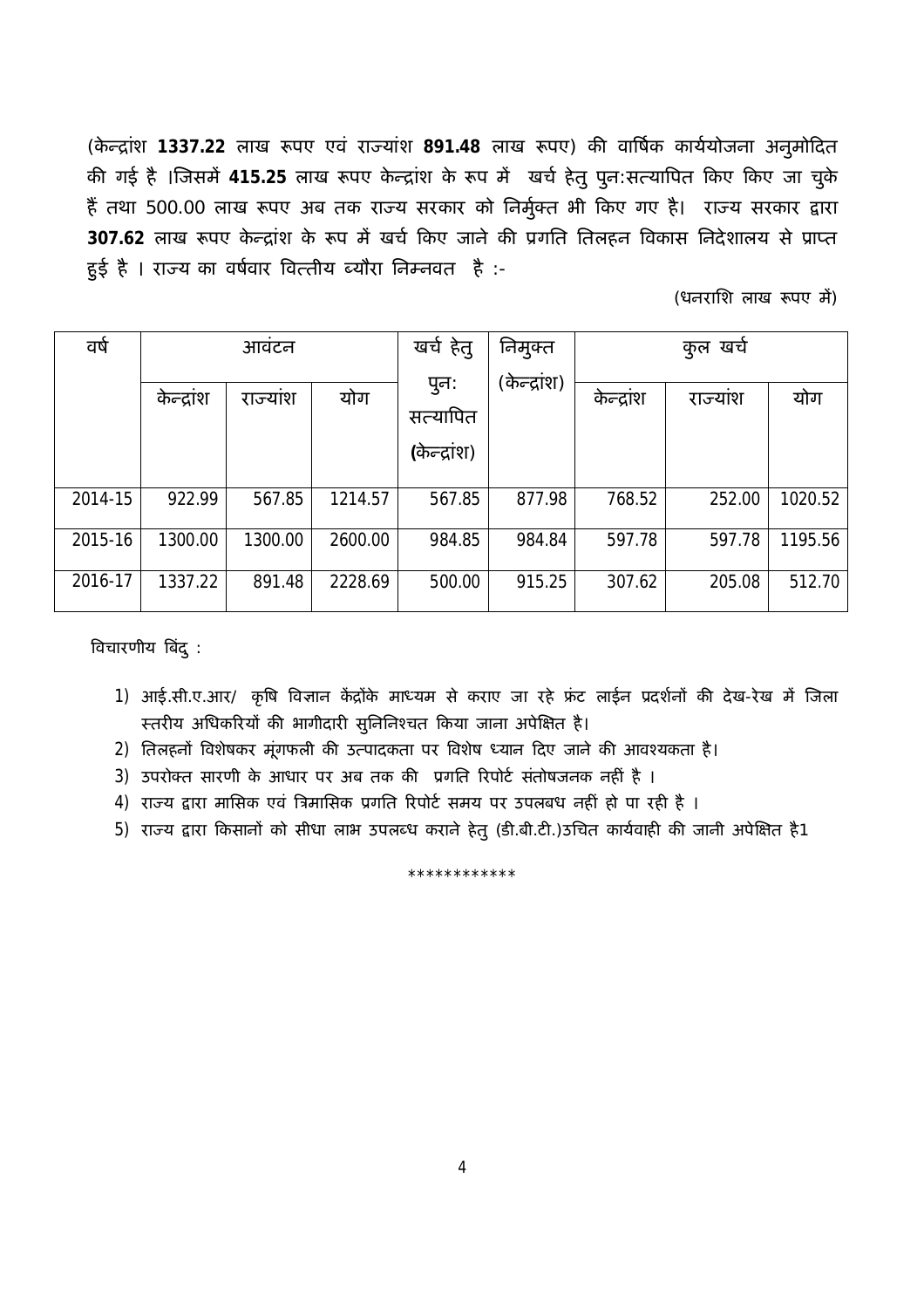(केन्द्रांश **1337.22** लाख रूपए एवं राज्यांश **891.48** लाख रूपए) की वार्षिक कार्ययोजना अनुमोदित की गई है ।जिसमें **415.25** लाख रूपए केन्द्रांश के रूप में खर्च हेतु पुन:सत्यापित किए किए जा चुके हैं तथा 500.00 लाख रूपए अब तक राज्य सरकार को निर्मुक्त भी किए गए है। राज्य सरकार द्वारा **307.62** लाख रूपए केन्द्रांश के रूप में खर्च किए जाने की प्रगति तिलहन विकास निदेशालय से प्राप्त हुई है । राज्य का वर्षवार वित्तीय ब्यौरा निम्नवत है :-

(धनराशि लाख रूपए में)

| वर्ष | आवंटन | | | खर्च हेतु पुन: सत्यापित (केन्द्रांश) | निमुक्त (केन्द्रांश) | कुल खर्च | | |
|---|---|---|---|---|---|---|---|---|
| | केन्द्रांश | राज्यांश | योग | | | केन्द्रांश | राज्यांश | योग |
| 2014-15 | 922.99 | 567.85 | 1214.57 | 567.85 | 877.98 | 768.52 | 252.00 | 1020.52 |
| 2015-16 | 1300.00 | 1300.00 | 2600.00 | 984.85 | 984.84 | 597.78 | 597.78 | 1195.56 |
| 2016-17 | 1337.22 | 891.48 | 2228.69 | 500.00 | 915.25 | 307.62 | 205.08 | 512.70 |

विचारणीय बिंदु :

1) आई.सी.ए.आर/ कृषि विज्ञान केंद्रोंके माध्यम से कराए जा रहे फ्रंट लाईन प्रदर्शनों की देख-रेख में जिला स्तरीय अधिकरियों की भागीदारी सुनिनिश्चत किया जाना अपेक्षित है।
2) तिलहनों विशेषकर मूंगफली की उत्पादकता पर विशेष ध्यान दिए जाने की आवश्यकता है।
3) उपरोक्त सारणी के आधार पर अब तक की प्रगति रिपोर्ट संतोषजनक नहीं है ।
4) राज्य द्वारा मासिक एवं त्रिमासिक प्रगति रिपोर्ट समय पर उपलबध नहीं हो पा रही है ।
5) राज्य द्वारा किसानों को सीधा लाभ उपलब्ध कराने हेतु (डी.बी.टी.)उचित कार्यवाही की जानी अपेक्षित है1

************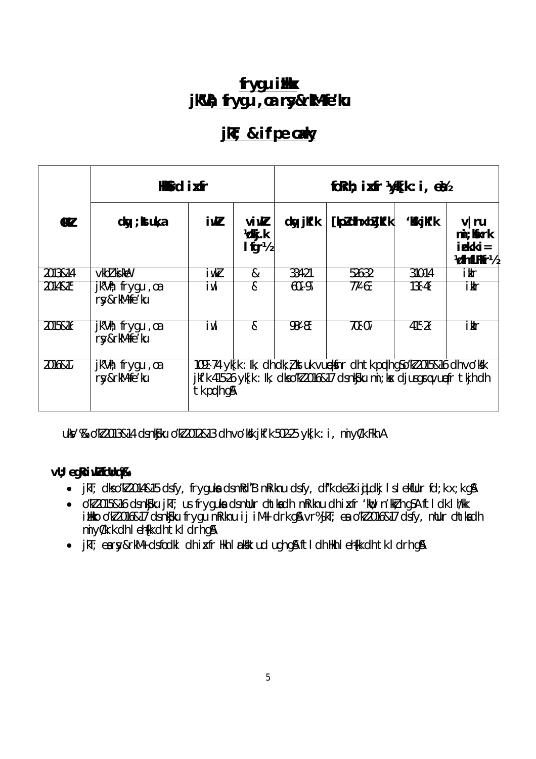# frygu iHkkx
## jk"Vªh; fryguh ,oa rsy&rkM+e'ku

## jkT; &iftpe caxky

| o"kZ | HkkSfrd izxfr | | | foRrh; izxfr ¼yk[k : i, eas½ | | | |
|---|---|---|---|---|---|---|---|
| | dk;ZdykiHks.kh | iwoZ | viwoZ ¼dkj.k lfgr½ | dqy jkf'k | [kpZ dh xbZ jkf'k | 'ks"k jkf'k | v|ru mi;ksfxrk izek.k i= ¼gka@ugha½ |
| 2013&14 | vkbZ,l,eVh | iwoZ | & | 334-21 | 526-32 | 310-14 | izkIr |
| 2014&15 | jk"Vªh; fryguh ,oa rsy&rkM+e'ku | iwoZ | & | 601-97 | 774-66 | 138-48 | izkIr |
| 2015&16 | jk"Vªh; fryguh ,oa rsy&rkM+e'ku | iwoZ | & | 984-88 | 708-07 | 415-26 | izkIr |
| 2016&17 | jk"Vªh; fryguh ,oa rsy&rkM+e'ku | 109-74 yk[k : i, dh dk;kZUo;u vuqefr dh tk pqdh gSA o"kZ 2015&16 dh vO;f;r jkf'k 415-26 yk[k : i, dks o"kZ 2016&17 ds nkSjku mi;ksx djus gsrq vuqefr tkjh dh tk pqdh gSA | | | | | | |

uksV %& o"kZ 2013&14 ds nkSjku o"kZ 2012&13 dh vO;f;r jkf'k 502-25 yk[k : i, miyC/k FkhA

**vU; egRoiw.kZ fcUnq %&**

- jkT; dks o"kZ 2014&15 ds fy, fryguksa ds mRd"B mRiknu ds fy, d`f"k deZ.k iqjLdkj ls lEekfur fd;k x;k gSA
- o"kZ 2015&16 ds nkSjku jkT; us fryguksa ds mUur chtksa dh mRiknu dh izxfr 'kqU; n'kkZ;h gSA ftlds dkj.k ls iSdst o"kZ 2016&17 ds nkSjku fryguh mRiknu ij iM+ ldrk gSA vr% jkT; esa o"kZ 2016&17 ds fy, mUur chtksa dh miyC/krk dh leh{kk dh tk ldrh gSA
- jkT; esa rsy&rkM+ ds fodkl dh izxfr Hkh lark"ktud ugha gSA ftl dh Hkh leh{kk dh tk ldrh gSA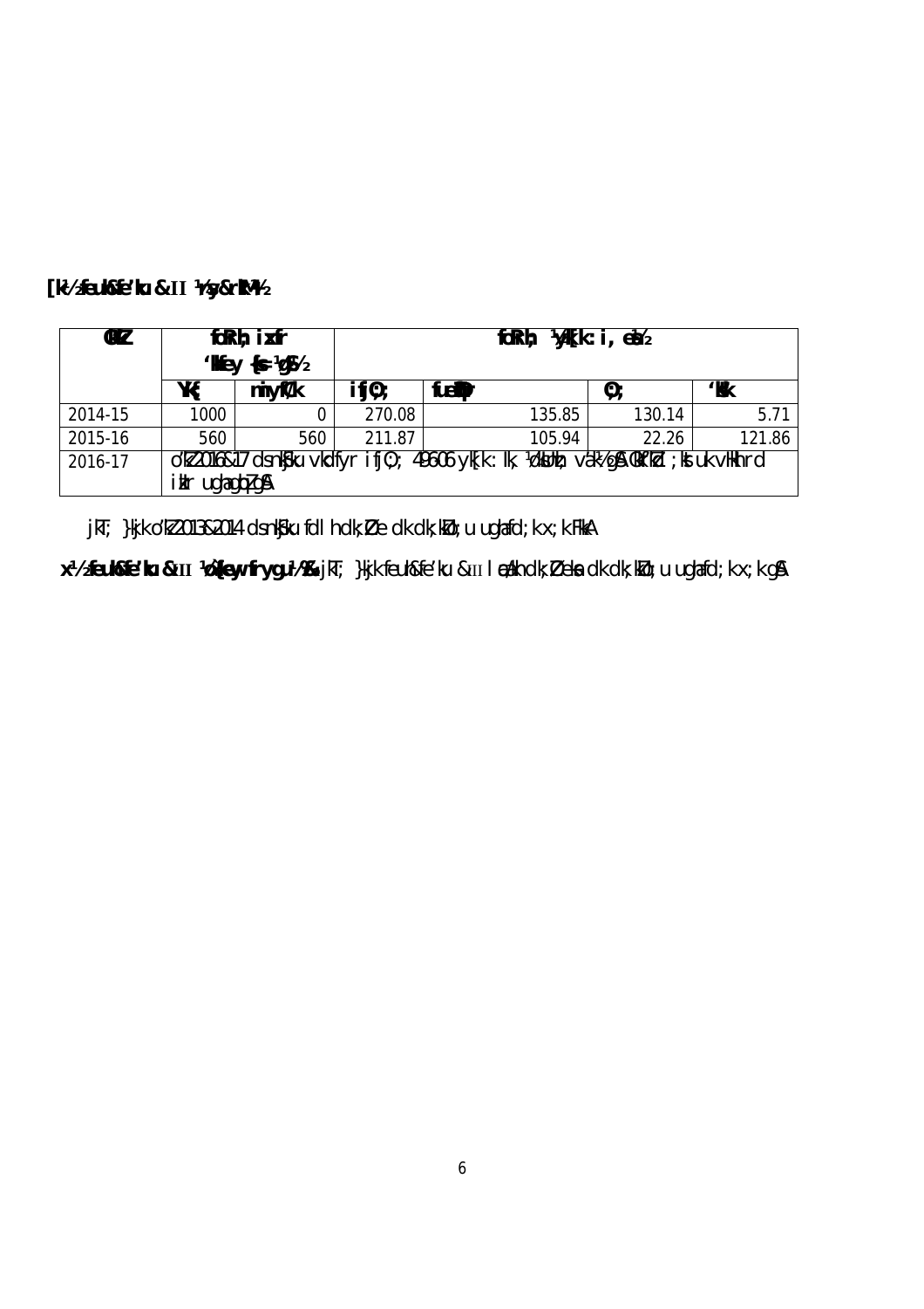**[k½ feuk&e'ku &II ¼rsy&fcO;½**

| o"kZ | fokRrh; ixfr ¼ferly {ks=½ gS½ | | fokRrh; ¼y{;k:i, eas½ | | | |
|---|---|---|---|---|---|---|
| | Y{; | miyfC/k | ifj0;; | fueqZDr | O;; | 'ks"k |
| 2014-15 | 1000 | 0 | 270.08 | 135.85 | 130.14 | 5.71 |
| 2015-16 | 560 | 560 | 211.87 | 105.94 | 22.26 | 121.86 |
| 2016-17 | o"kZ 2016&17 ds nkSjku vkdfyr ifj0;; 49-606 yk[k :i;s ¼dsUnzh; va'k½ gSA Hkkjr ljdkj }kjk ;kstuk vHkh rd ikzIr ugha gqbZ gSA | | | | | |

jk"Vªh; }kjk o"kZ 2013&2014 ds nkSjku fdlh dk;ZØe dk dk;kZUo;u ugha fd;k x;k FkkA

**x½ feuk&e'ku &II ¼o`{kkjksi.k vkfn xfrfof/k;k¡½&** jk"Vªh; }kjk feuk&e'ku &III ls lEcfU/kr dk;ZØeksa dk dk;kZUo;u ugha fd;k x;k gSA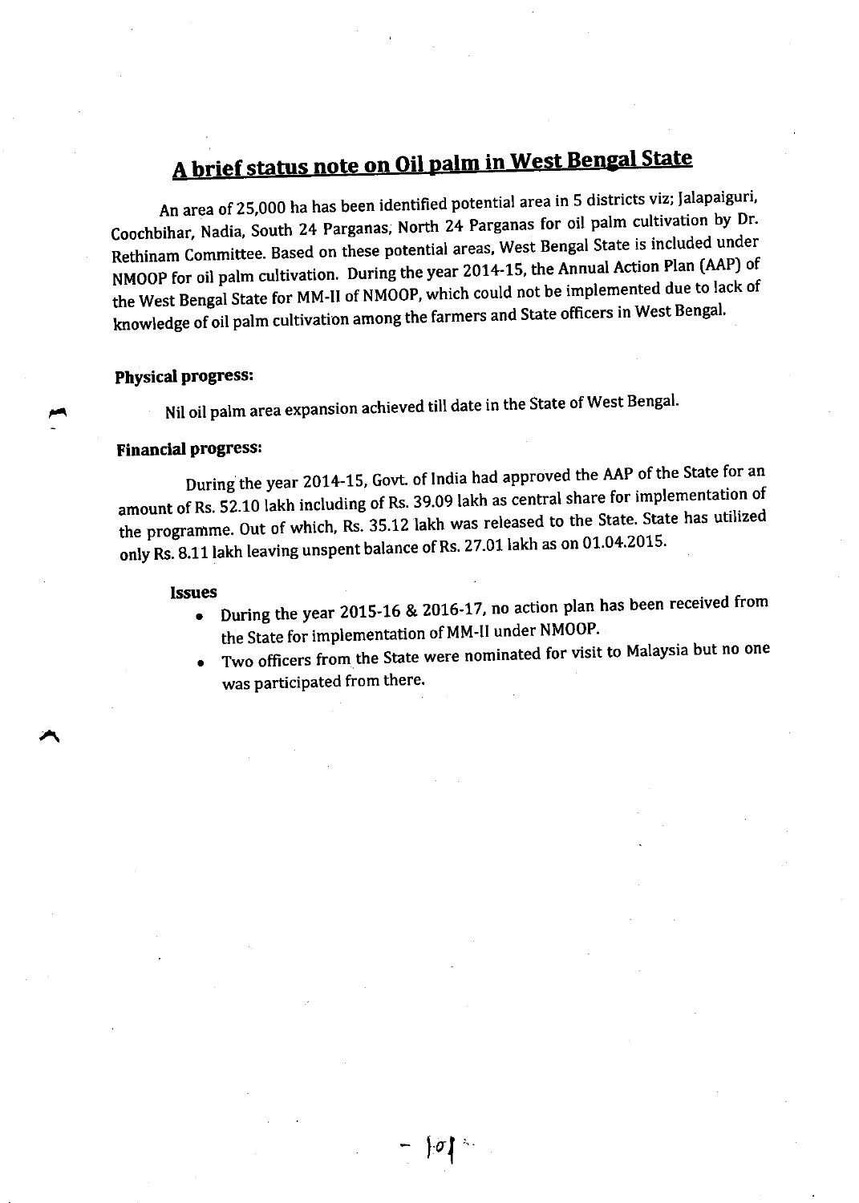# A brief status note on Oil palm in West Bengal State

An area of 25,000 ha has been identified potential area in 5 districts viz; Jalapaiguri, Coochbihar, Nadia, South 24 Parganas, North 24 Parganas for oil palm cultivation by Dr. Rethinam Committee. Based on these potential areas, West Bengal State is included under NMOOP for oil palm cultivation. During the year 2014-15, the Annual Action Plan (AAP) of the West Bengal State for MM-II of NMOOP, which could not be implemented due to lack of knowledge of oil palm cultivation among the farmers and State officers in West Bengal.

**Physical progress:**

Nil oil palm area expansion achieved till date in the State of West Bengal.

**Financial progress:**

During the year 2014-15, Govt. of India had approved the AAP of the State for an amount of Rs. 52.10 lakh including of Rs. 39.09 lakh as central share for implementation of the programme. Out of which, Rs. 35.12 lakh was released to the State. State has utilized only Rs. 8.11 lakh leaving unspent balance of Rs. 27.01 lakh as on 01.04.2015.

**Issues**

- During the year 2015-16 & 2016-17, no action plan has been received from the State for implementation of MM-II under NMOOP.
- Two officers from the State were nominated for visit to Malaysia but no one was participated from there.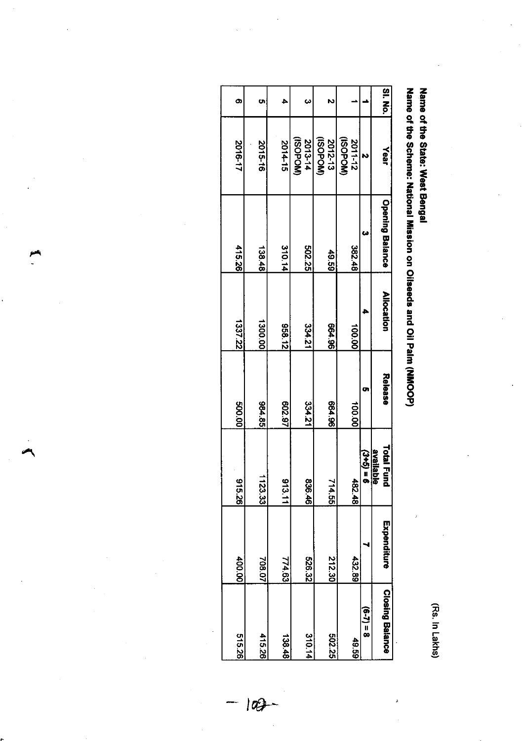Name of the State: West Bengal

Name of the Scheme: National Mission on Oilseeds and Oil Palm (NMOOP)

(Rs. in Lakhs)

| Sl. No. | Year | Opening Balance | Allocation | Release | Total Fund available | Expenditure | Closing Balance |
|---|---|---|---|---|---|---|---|
| 1 | 2 | 3 | 4 | 5 | (3+5) = 6 | 7 | (6-7) = 8 |
| 1 | 2011-12 (ISOPOM) | 382.48 | 100.00 | 100.00 | 482.48 | 432.89 | 49.59 |
| 2 | 2012-13 (ISOPOM) | 49.59 | 664.96 | 664.96 | 714.55 | 212.30 | 502.25 |
| 3 | 2013-14 (ISOPOM) | 502.25 | 334.21 | 334.21 | 836.46 | 526.32 | 310.14 |
| 4 | 2014-15 | 310.14 | 958.12 | 602.97 | 913.11 | 774.63 | 138.48 |
| 5 | 2015-16 | 138.48 | 1300.00 | 984.85 | 1123.33 | 708.07 | 415.26 |
| 6 | 2016-17 | 415.26 | 1337.22 | 500.00 | 915.26 | 400.00 | 515.26 |